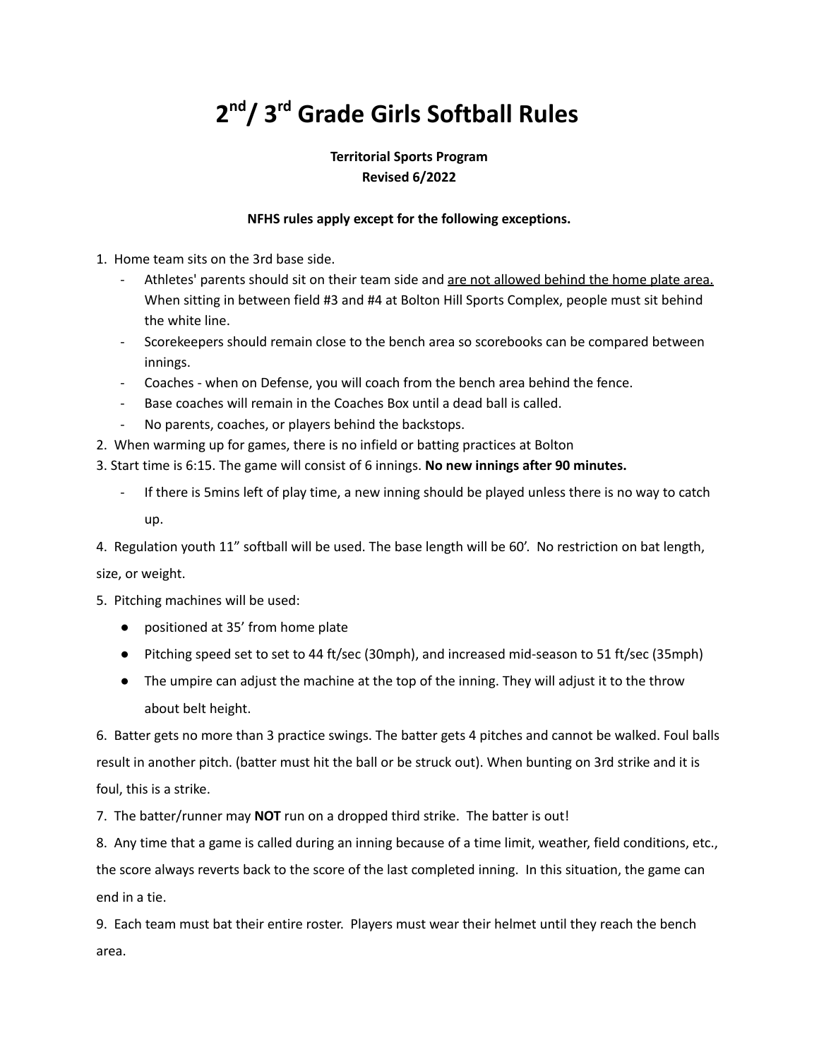# 2nd / 3rd Grade Girls Softball Rules

**Territorial Sports Program**
**Revised 6/2022**

**NFHS rules apply except for the following exceptions.**

1. Home team sits on the 3rd base side.
   - Athletes' parents should sit on their team side and <u>are not allowed behind the home plate area.</u> When sitting in between field #3 and #4 at Bolton Hill Sports Complex, people must sit behind the white line.
   - Scorekeepers should remain close to the bench area so scorebooks can be compared between innings.
   - Coaches - when on Defense, you will coach from the bench area behind the fence.
   - Base coaches will remain in the Coaches Box until a dead ball is called.
   - No parents, coaches, or players behind the backstops.
2. When warming up for games, there is no infield or batting practices at Bolton
3. Start time is 6:15. The game will consist of 6 innings. **No new innings after 90 minutes.**
   - If there is 5mins left of play time, a new inning should be played unless there is no way to catch up.
4. Regulation youth 11" softball will be used. The base length will be 60'. No restriction on bat length, size, or weight.
5. Pitching machines will be used:
   - positioned at 35' from home plate
   - Pitching speed set to set to 44 ft/sec (30mph), and increased mid-season to 51 ft/sec (35mph)
   - The umpire can adjust the machine at the top of the inning. They will adjust it to the throw about belt height.
6. Batter gets no more than 3 practice swings. The batter gets 4 pitches and cannot be walked. Foul balls result in another pitch. (batter must hit the ball or be struck out). When bunting on 3rd strike and it is foul, this is a strike.
7. The batter/runner may **NOT** run on a dropped third strike. The batter is out!
8. Any time that a game is called during an inning because of a time limit, weather, field conditions, etc., the score always reverts back to the score of the last completed inning. In this situation, the game can end in a tie.
9. Each team must bat their entire roster. Players must wear their helmet until they reach the bench area.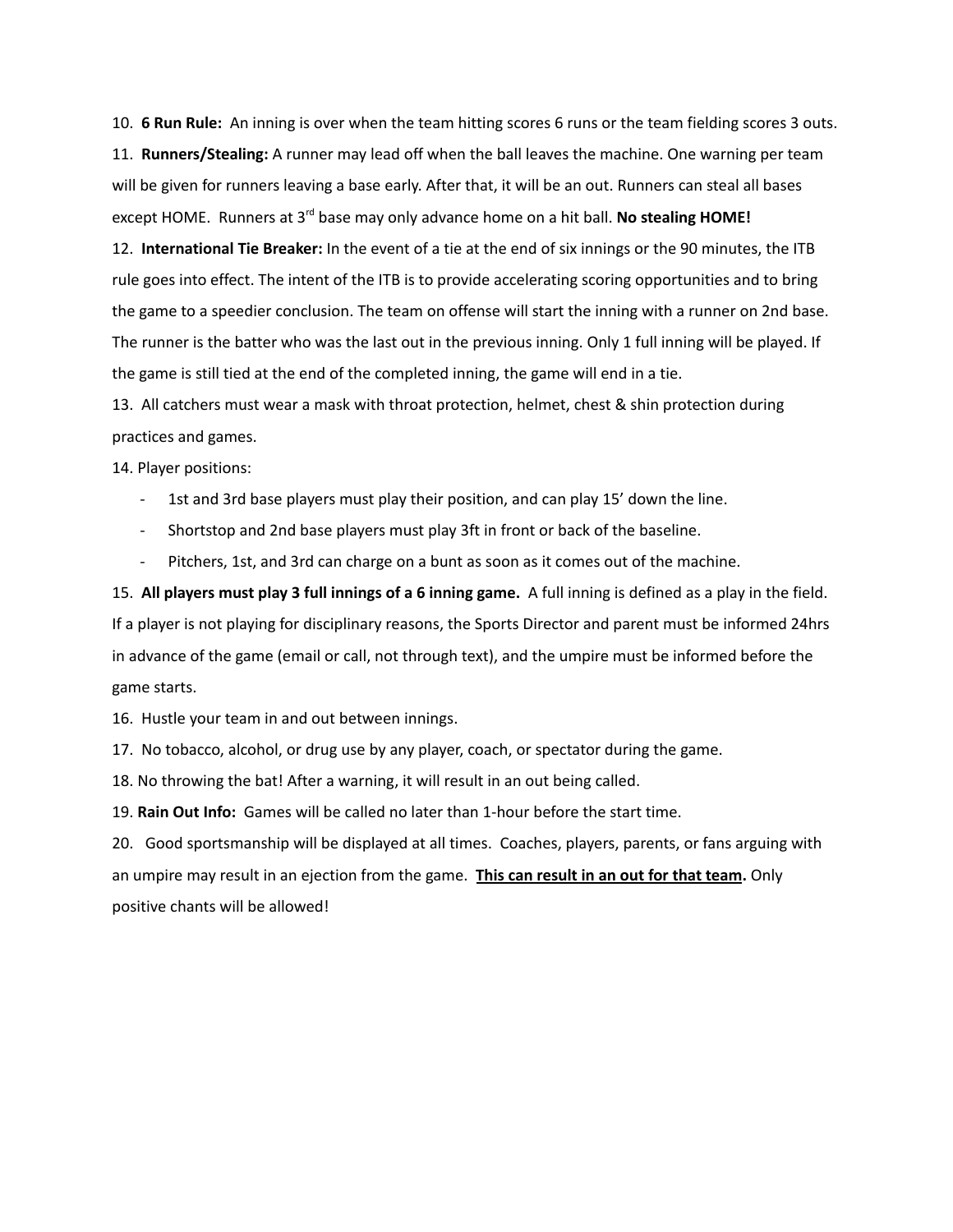10. **6 Run Rule:** An inning is over when the team hitting scores 6 runs or the team fielding scores 3 outs.

11. **Runners/Stealing:** A runner may lead off when the ball leaves the machine. One warning per team will be given for runners leaving a base early. After that, it will be an out. Runners can steal all bases except HOME. Runners at 3rd base may only advance home on a hit ball. **No stealing HOME!**

12. **International Tie Breaker:** In the event of a tie at the end of six innings or the 90 minutes, the ITB rule goes into effect. The intent of the ITB is to provide accelerating scoring opportunities and to bring the game to a speedier conclusion. The team on offense will start the inning with a runner on 2nd base. The runner is the batter who was the last out in the previous inning. Only 1 full inning will be played. If the game is still tied at the end of the completed inning, the game will end in a tie.

13. All catchers must wear a mask with throat protection, helmet, chest & shin protection during practices and games.

14. Player positions:

- 1st and 3rd base players must play their position, and can play 15' down the line.
- Shortstop and 2nd base players must play 3ft in front or back of the baseline.
- Pitchers, 1st, and 3rd can charge on a bunt as soon as it comes out of the machine.

15. **All players must play 3 full innings of a 6 inning game.** A full inning is defined as a play in the field. If a player is not playing for disciplinary reasons, the Sports Director and parent must be informed 24hrs in advance of the game (email or call, not through text), and the umpire must be informed before the game starts.

16. Hustle your team in and out between innings.

17. No tobacco, alcohol, or drug use by any player, coach, or spectator during the game.

18. No throwing the bat! After a warning, it will result in an out being called.

19. **Rain Out Info:** Games will be called no later than 1-hour before the start time.

20. Good sportsmanship will be displayed at all times. Coaches, players, parents, or fans arguing with an umpire may result in an ejection from the game. <u>**This can result in an out for that team.**</u> Only positive chants will be allowed!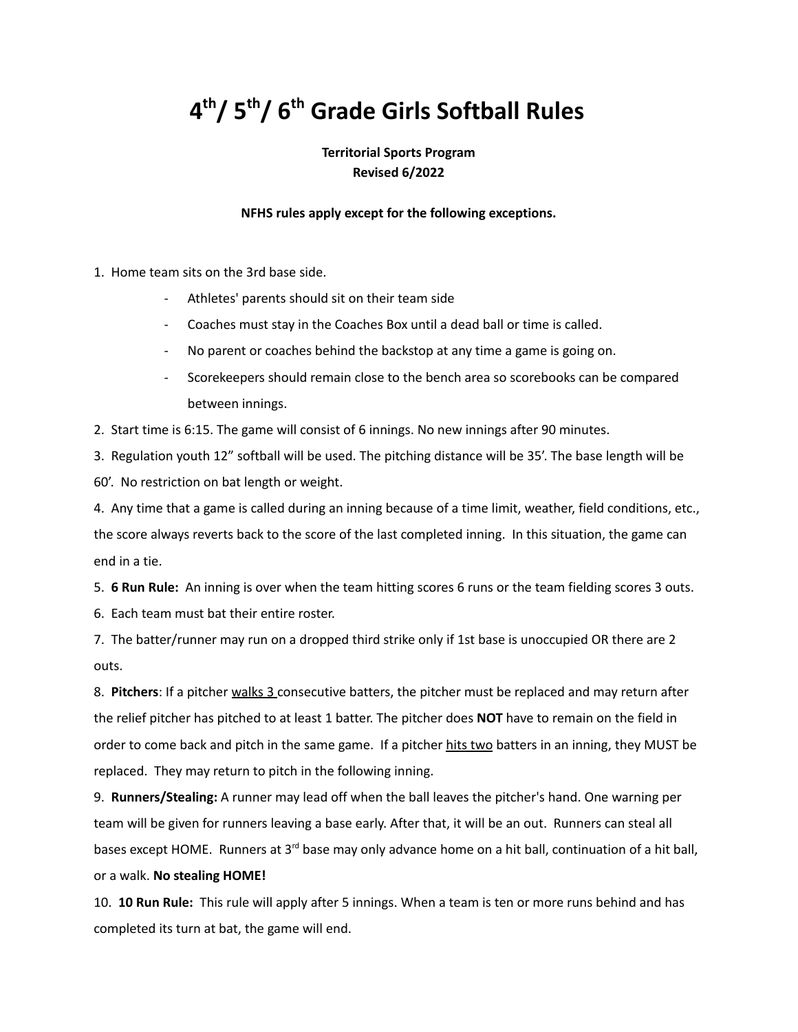# 4th/ 5th/ 6th Grade Girls Softball Rules

**Territorial Sports Program**
**Revised 6/2022**

**NFHS rules apply except for the following exceptions.**

1. Home team sits on the 3rd base side.
   - Athletes' parents should sit on their team side
   - Coaches must stay in the Coaches Box until a dead ball or time is called.
   - No parent or coaches behind the backstop at any time a game is going on.
   - Scorekeepers should remain close to the bench area so scorebooks can be compared between innings.
2. Start time is 6:15. The game will consist of 6 innings. No new innings after 90 minutes.
3. Regulation youth 12" softball will be used. The pitching distance will be 35'. The base length will be 60'. No restriction on bat length or weight.
4. Any time that a game is called during an inning because of a time limit, weather, field conditions, etc., the score always reverts back to the score of the last completed inning. In this situation, the game can end in a tie.
5. **6 Run Rule:** An inning is over when the team hitting scores 6 runs or the team fielding scores 3 outs.
6. Each team must bat their entire roster.
7. The batter/runner may run on a dropped third strike only if 1st base is unoccupied OR there are 2 outs.
8. **Pitchers**: If a pitcher walks 3 consecutive batters, the pitcher must be replaced and may return after the relief pitcher has pitched to at least 1 batter. The pitcher does **NOT** have to remain on the field in order to come back and pitch in the same game. If a pitcher hits two batters in an inning, they MUST be replaced. They may return to pitch in the following inning.
9. **Runners/Stealing:** A runner may lead off when the ball leaves the pitcher's hand. One warning per team will be given for runners leaving a base early. After that, it will be an out. Runners can steal all bases except HOME. Runners at 3rd base may only advance home on a hit ball, continuation of a hit ball, or a walk. **No stealing HOME!**
10. **10 Run Rule:** This rule will apply after 5 innings. When a team is ten or more runs behind and has completed its turn at bat, the game will end.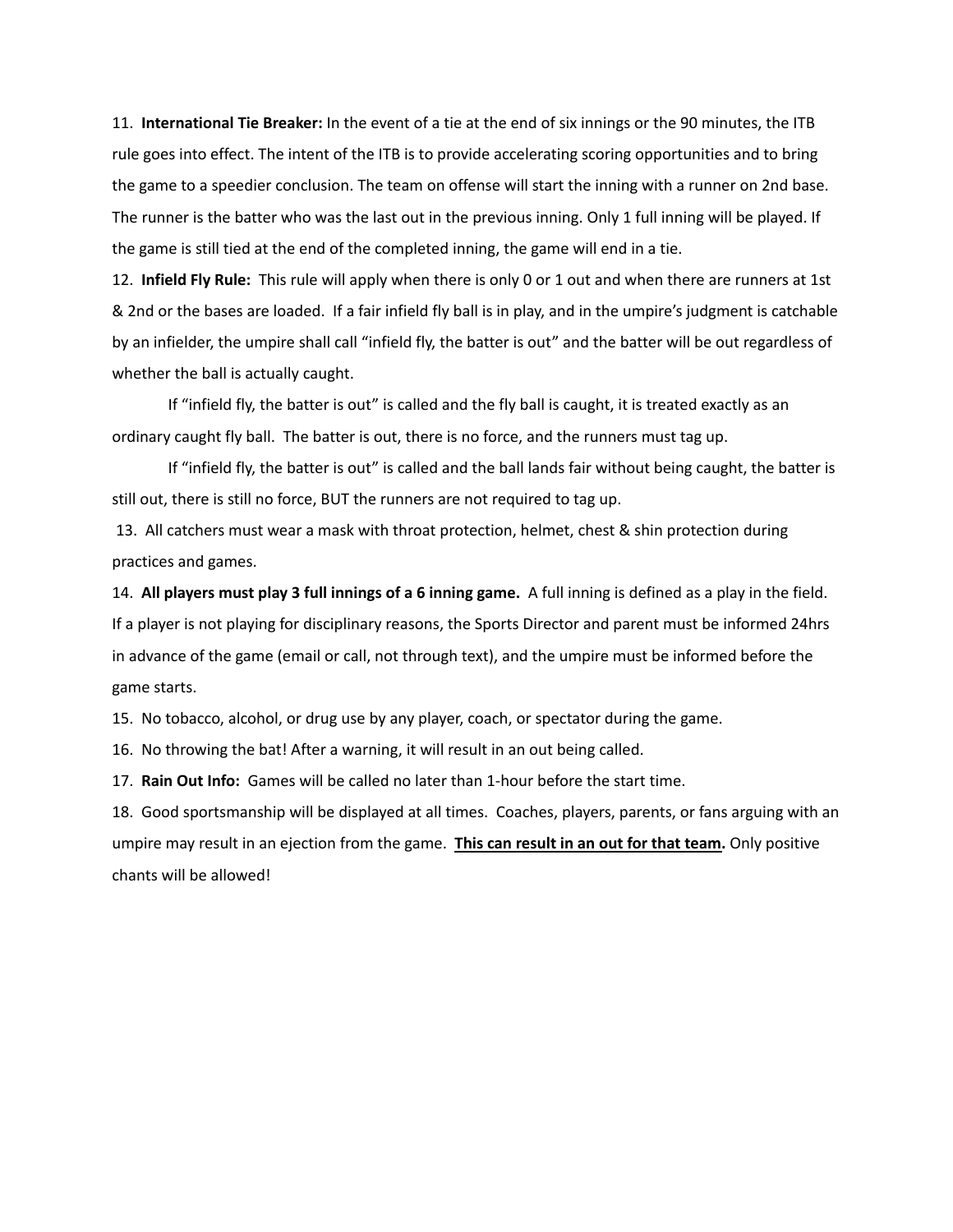11. **International Tie Breaker:** In the event of a tie at the end of six innings or the 90 minutes, the ITB rule goes into effect. The intent of the ITB is to provide accelerating scoring opportunities and to bring the game to a speedier conclusion. The team on offense will start the inning with a runner on 2nd base. The runner is the batter who was the last out in the previous inning. Only 1 full inning will be played. If the game is still tied at the end of the completed inning, the game will end in a tie.

12. **Infield Fly Rule:** This rule will apply when there is only 0 or 1 out and when there are runners at 1st & 2nd or the bases are loaded. If a fair infield fly ball is in play, and in the umpire's judgment is catchable by an infielder, the umpire shall call "infield fly, the batter is out" and the batter will be out regardless of whether the ball is actually caught.

If "infield fly, the batter is out" is called and the fly ball is caught, it is treated exactly as an ordinary caught fly ball. The batter is out, there is no force, and the runners must tag up.

If "infield fly, the batter is out" is called and the ball lands fair without being caught, the batter is still out, there is still no force, BUT the runners are not required to tag up.

13. All catchers must wear a mask with throat protection, helmet, chest & shin protection during practices and games.

14. **All players must play 3 full innings of a 6 inning game.** A full inning is defined as a play in the field. If a player is not playing for disciplinary reasons, the Sports Director and parent must be informed 24hrs in advance of the game (email or call, not through text), and the umpire must be informed before the game starts.

15. No tobacco, alcohol, or drug use by any player, coach, or spectator during the game.

16. No throwing the bat! After a warning, it will result in an out being called.

17. **Rain Out Info:** Games will be called no later than 1-hour before the start time.

18. Good sportsmanship will be displayed at all times. Coaches, players, parents, or fans arguing with an umpire may result in an ejection from the game. **<u>This can result in an out for that team</u>.** Only positive chants will be allowed!